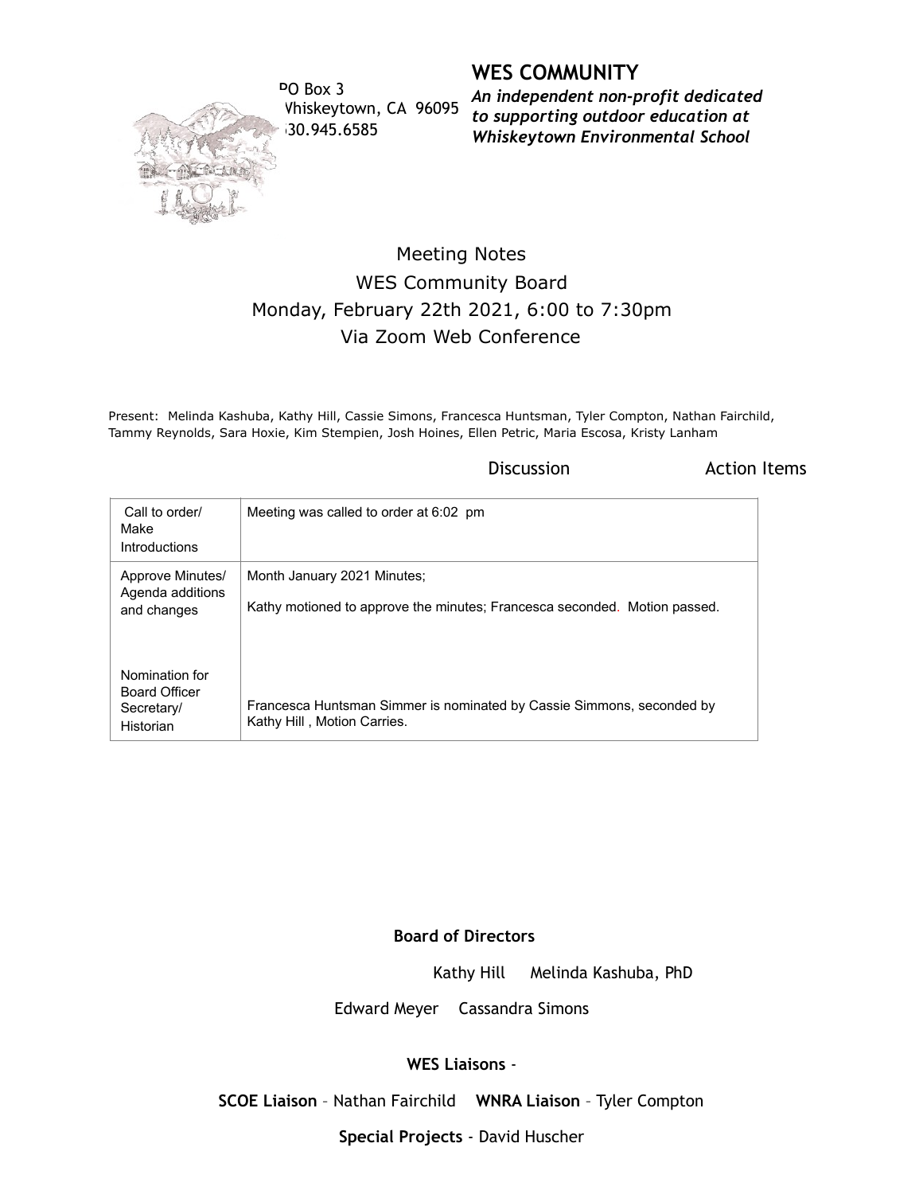PO Box 3
Whiskeytown, CA 96095
530.945.6585

## WES COMMUNITY

***An independent non-profit dedicated to supporting outdoor education at Whiskeytown Environmental School***

# Meeting Notes
## WES Community Board
## Monday, February 22th 2021, 6:00 to 7:30pm
## Via Zoom Web Conference

Present: Melinda Kashuba, Kathy Hill, Cassie Simons, Francesca Huntsman, Tyler Compton, Nathan Fairchild, Tammy Reynolds, Sara Hoxie, Kim Stempien, Josh Hoines, Ellen Petric, Maria Escosa, Kristy Lanham

| | Discussion | Action Items |
|---|---|---|
| Call to order/ Make Introductions | Meeting was called to order at 6:02 pm | |
| Approve Minutes/ Agenda additions and changes | Month January 2021 Minutes;<br><br>Kathy motioned to approve the minutes; Francesca seconded. Motion passed. | |
| Nomination for Board Officer Secretary/ Historian | Francesca Huntsman Simmer is nominated by Cassie Simmons, seconded by Kathy Hill , Motion Carries. | |

**Board of Directors**

Kathy Hill Melinda Kashuba, PhD

Edward Meyer Cassandra Simons

**WES Liaisons** -

**SCOE Liaison** – Nathan Fairchild **WNRA Liaison** – Tyler Compton

**Special Projects** - David Huscher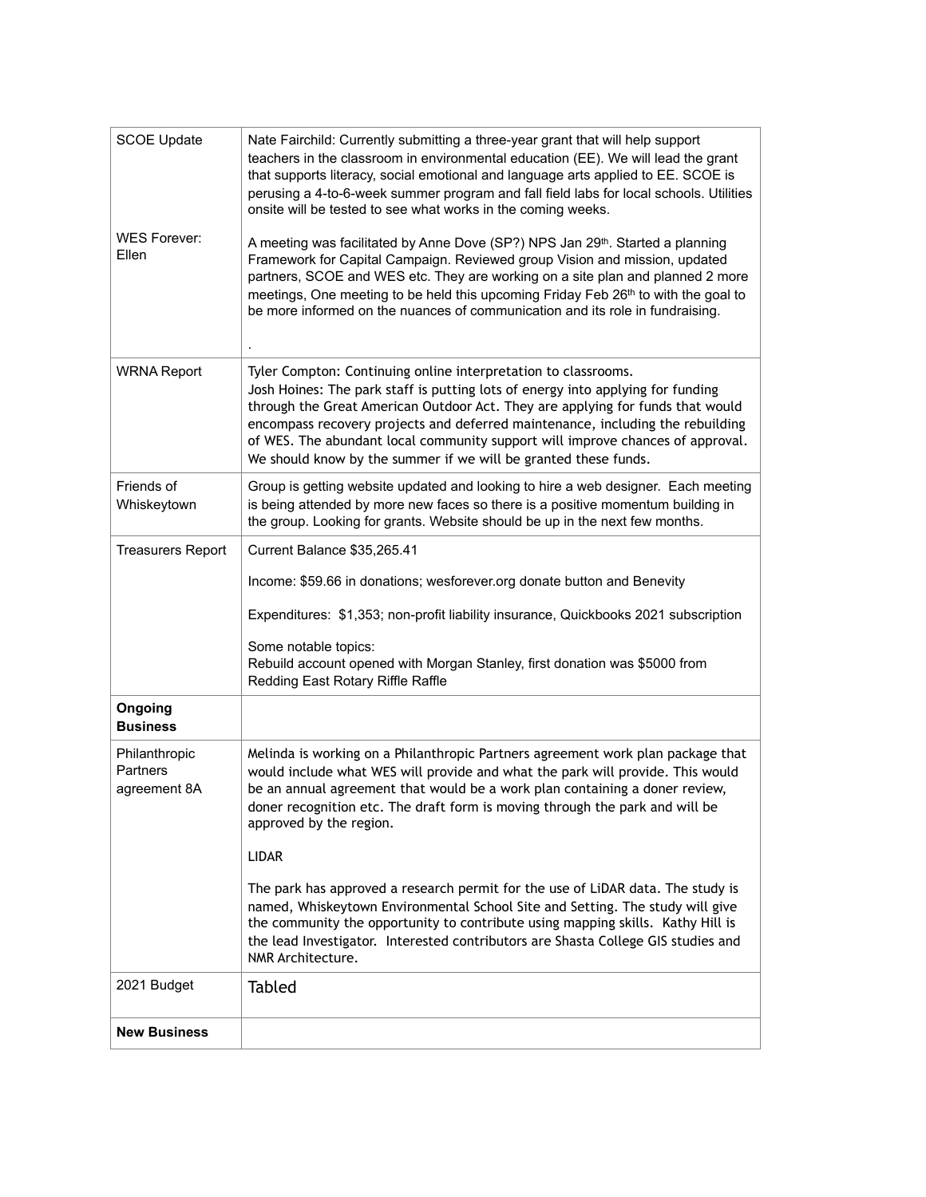| SCOE Update<br><br><br><br><br>WES Forever: Ellen | Nate Fairchild: Currently submitting a three-year grant that will help support teachers in the classroom in environmental education (EE). We will lead the grant that supports literacy, social emotional and language arts applied to EE. SCOE is perusing a 4-to-6-week summer program and fall field labs for local schools. Utilities onsite will be tested to see what works in the coming weeks.<br><br>A meeting was facilitated by Anne Dove (SP?) NPS Jan 29th. Started a planning Framework for Capital Campaign. Reviewed group Vision and mission, updated partners, SCOE and WES etc. They are working on a site plan and planned 2 more meetings, One meeting to be held this upcoming Friday Feb 26th to with the goal to be more informed on the nuances of communication and its role in fundraising.<br><br>. |
|---|---|
| WRNA Report | Tyler Compton: Continuing online interpretation to classrooms.<br>Josh Hoines: The park staff is putting lots of energy into applying for funding through the Great American Outdoor Act. They are applying for funds that would encompass recovery projects and deferred maintenance, including the rebuilding of WES. The abundant local community support will improve chances of approval. We should know by the summer if we will be granted these funds. |
| Friends of Whiskeytown | Group is getting website updated and looking to hire a web designer. Each meeting is being attended by more new faces so there is a positive momentum building in the group. Looking for grants. Website should be up in the next few months. |
| Treasurers Report | Current Balance $35,265.41<br><br>Income: $59.66 in donations; wesforever.org donate button and Benevity<br><br>Expenditures: $1,353; non-profit liability insurance, Quickbooks 2021 subscription<br><br>Some notable topics:<br>Rebuild account opened with Morgan Stanley, first donation was $5000 from Redding East Rotary Riffle Raffle |
| **Ongoing Business** | |
| Philanthropic Partners agreement 8A | Melinda is working on a Philanthropic Partners agreement work plan package that would include what WES will provide and what the park will provide. This would be an annual agreement that would be a work plan containing a doner review, doner recognition etc. The draft form is moving through the park and will be approved by the region.<br><br>LIDAR<br><br>The park has approved a research permit for the use of LiDAR data. The study is named, Whiskeytown Environmental School Site and Setting. The study will give the community the opportunity to contribute using mapping skills. Kathy Hill is the lead Investigator. Interested contributors are Shasta College GIS studies and NMR Architecture. |
| 2021 Budget | Tabled |
| **New Business** | |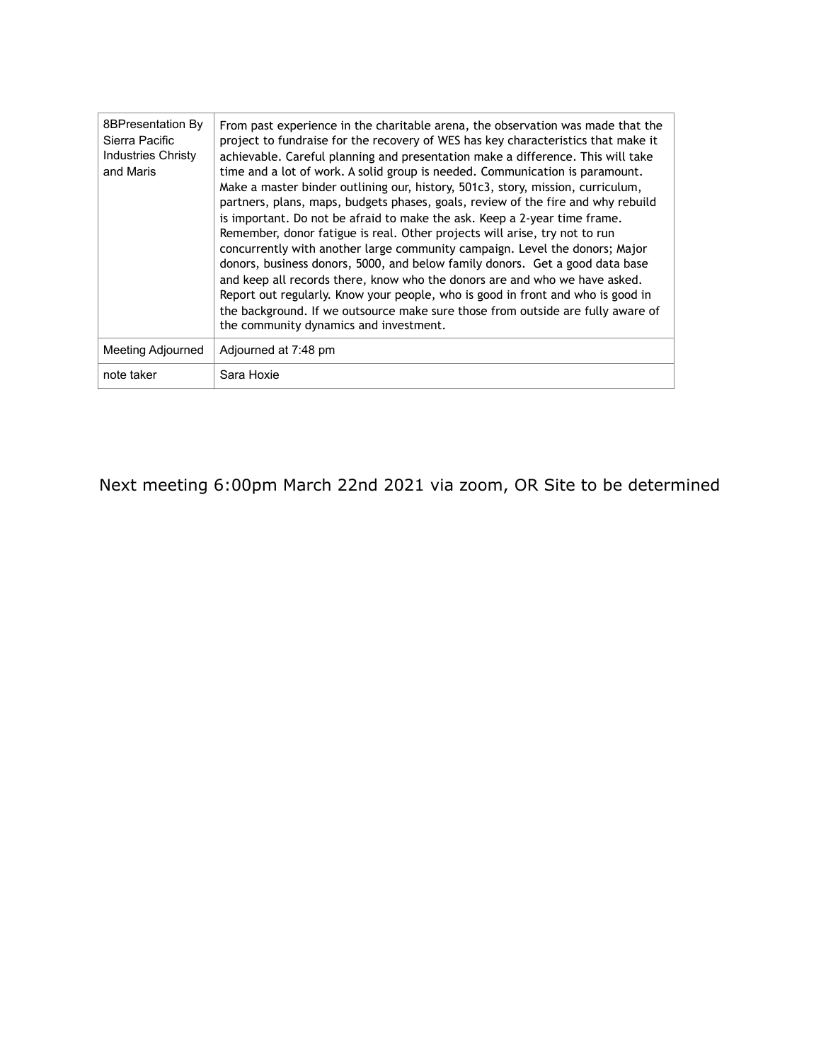| | |
|---|---|
| 8BPresentation By Sierra Pacific Industries Christy and Maris | From past experience in the charitable arena, the observation was made that the project to fundraise for the recovery of WES has key characteristics that make it achievable. Careful planning and presentation make a difference. This will take time and a lot of work. A solid group is needed. Communication is paramount. Make a master binder outlining our, history, 501c3, story, mission, curriculum, partners, plans, maps, budgets phases, goals, review of the fire and why rebuild is important. Do not be afraid to make the ask. Keep a 2-year time frame. Remember, donor fatigue is real. Other projects will arise, try not to run concurrently with another large community campaign. Level the donors; Major donors, business donors, 5000, and below family donors. Get a good data base and keep all records there, know who the donors are and who we have asked. Report out regularly. Know your people, who is good in front and who is good in the background. If we outsource make sure those from outside are fully aware of the community dynamics and investment. |
| Meeting Adjourned | Adjourned at 7:48 pm |
| note taker | Sara Hoxie |

Next meeting 6:00pm March 22nd 2021 via zoom, OR Site to be determined